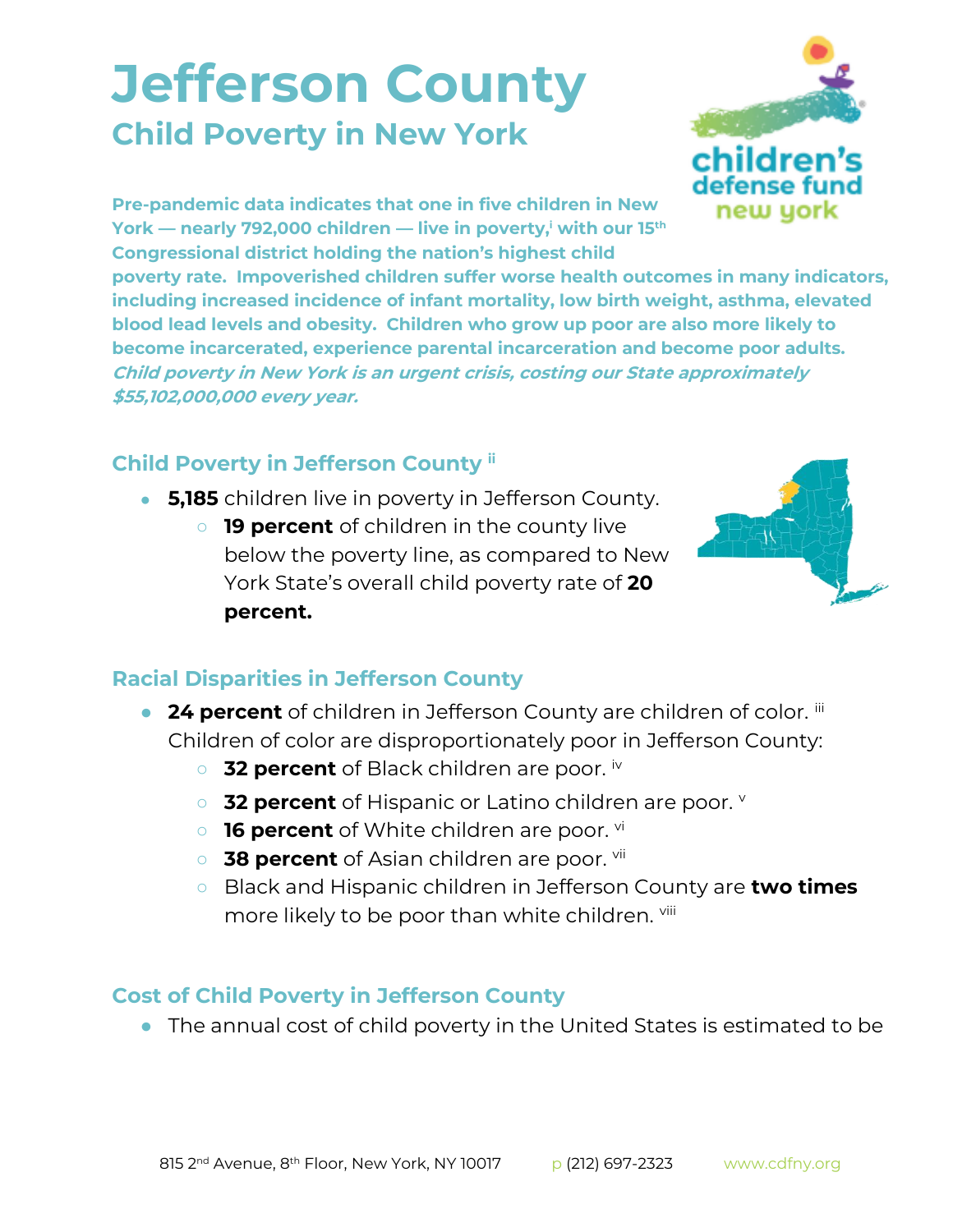# Jefferson County

## Child Poverty in New York

**Pre-pandemic data indicates that one in five children in New York — nearly 792,000 children — live in poverty,[i] with our 15th Congressional district holding the nation's highest child poverty rate. Impoverished children suffer worse health outcomes in many indicators, including increased incidence of infant mortality, low birth weight, asthma, elevated blood lead levels and obesity. Children who grow up poor are also more likely to become incarcerated, experience parental incarceration and become poor adults. *Child poverty in New York is an urgent crisis, costing our State approximately $55,102,000,000 every year.***

### Child Poverty in Jefferson County [ii]

- **5,185** children live in poverty in Jefferson County.
  - **19 percent** of children in the county live below the poverty line, as compared to New York State's overall child poverty rate of **20 percent.**

### Racial Disparities in Jefferson County

- **24 percent** of children in Jefferson County are children of color. [iii] Children of color are disproportionately poor in Jefferson County:
  - **32 percent** of Black children are poor. [iv]
  - **32 percent** of Hispanic or Latino children are poor. [v]
  - **16 percent** of White children are poor. [vi]
  - **38 percent** of Asian children are poor. [vii]
  - Black and Hispanic children in Jefferson County are **two times** more likely to be poor than white children. [viii]

### Cost of Child Poverty in Jefferson County

- The annual cost of child poverty in the United States is estimated to be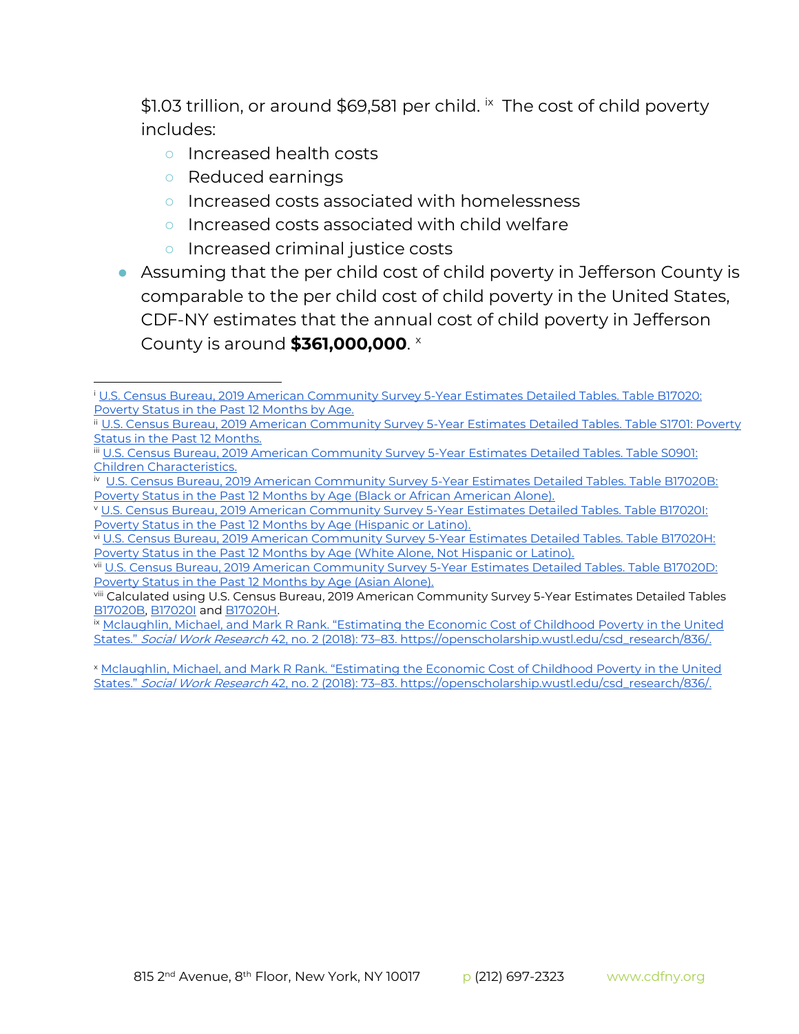$1.03 trillion, or around $69,581 per child. [ix] The cost of child poverty includes:

- Increased health costs
- Reduced earnings
- Increased costs associated with homelessness
- Increased costs associated with child welfare
- Increased criminal justice costs

- Assuming that the per child cost of child poverty in Jefferson County is comparable to the per child cost of child poverty in the United States, CDF-NY estimates that the annual cost of child poverty in Jefferson County is around **$361,000,000**. [x]

---

[i] U.S. Census Bureau, 2019 American Community Survey 5-Year Estimates Detailed Tables. Table B17020: Poverty Status in the Past 12 Months by Age.

[ii] U.S. Census Bureau, 2019 American Community Survey 5-Year Estimates Detailed Tables. Table S1701: Poverty Status in the Past 12 Months.

[iii] U.S. Census Bureau, 2019 American Community Survey 5-Year Estimates Detailed Tables. Table S0901: Children Characteristics.

[iv] U.S. Census Bureau, 2019 American Community Survey 5-Year Estimates Detailed Tables. Table B17020B: Poverty Status in the Past 12 Months by Age (Black or African American Alone).

[v] U.S. Census Bureau, 2019 American Community Survey 5-Year Estimates Detailed Tables. Table B17020I: Poverty Status in the Past 12 Months by Age (Hispanic or Latino).

[vi] U.S. Census Bureau, 2019 American Community Survey 5-Year Estimates Detailed Tables. Table B17020H: Poverty Status in the Past 12 Months by Age (White Alone, Not Hispanic or Latino).

[vii] U.S. Census Bureau, 2019 American Community Survey 5-Year Estimates Detailed Tables. Table B17020D: Poverty Status in the Past 12 Months by Age (Asian Alone).

[viii] Calculated using U.S. Census Bureau, 2019 American Community Survey 5-Year Estimates Detailed Tables B17020B, B17020I and B17020H.

[ix] Mclaughlin, Michael, and Mark R Rank. "Estimating the Economic Cost of Childhood Poverty in the United States." *Social Work Research* 42, no. 2 (2018): 73–83. https://openscholarship.wustl.edu/csd_research/836/.

[x] Mclaughlin, Michael, and Mark R Rank. "Estimating the Economic Cost of Childhood Poverty in the United States." *Social Work Research* 42, no. 2 (2018): 73–83. https://openscholarship.wustl.edu/csd_research/836/.

815 2nd Avenue, 8th Floor, New York, NY 10017 p (212) 697-2323 www.cdfny.org